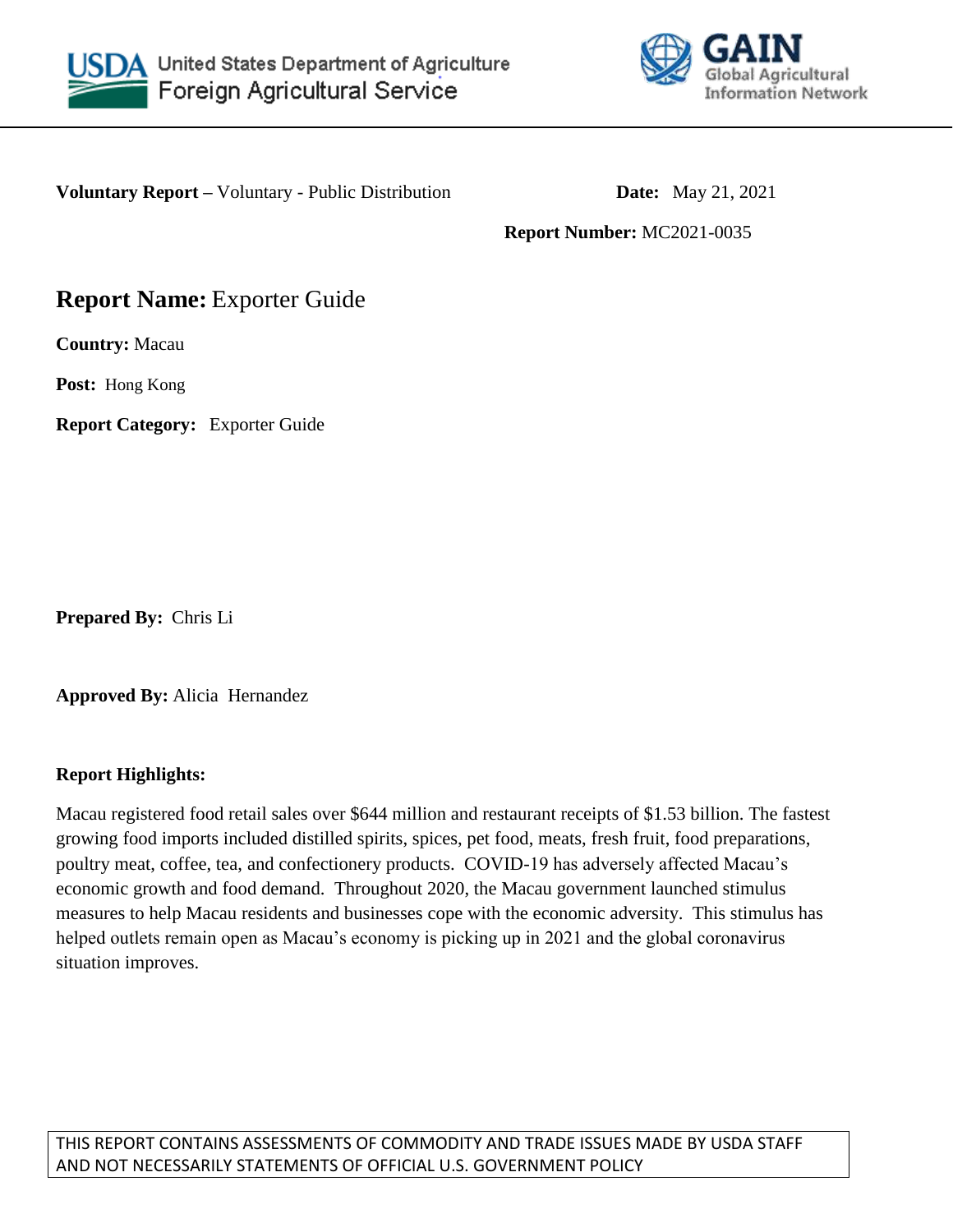United States Department of Agriculture
Foreign Agricultural Service

GAIN
Global Agricultural Information Network

**Voluntary Report –** Voluntary - Public Distribution **Date:** May 21, 2021

**Report Number:** MC2021-0035

# **Report Name:** Exporter Guide

**Country:** Macau

**Post:** Hong Kong

**Report Category:** Exporter Guide

**Prepared By:** Chris Li

**Approved By:** Alicia Hernandez

**Report Highlights:**

Macau registered food retail sales over $644 million and restaurant receipts of $1.53 billion. The fastest growing food imports included distilled spirits, spices, pet food, meats, fresh fruit, food preparations, poultry meat, coffee, tea, and confectionery products. COVID-19 has adversely affected Macau's economic growth and food demand. Throughout 2020, the Macau government launched stimulus measures to help Macau residents and businesses cope with the economic adversity. This stimulus has helped outlets remain open as Macau's economy is picking up in 2021 and the global coronavirus situation improves.

THIS REPORT CONTAINS ASSESSMENTS OF COMMODITY AND TRADE ISSUES MADE BY USDA STAFF AND NOT NECESSARILY STATEMENTS OF OFFICIAL U.S. GOVERNMENT POLICY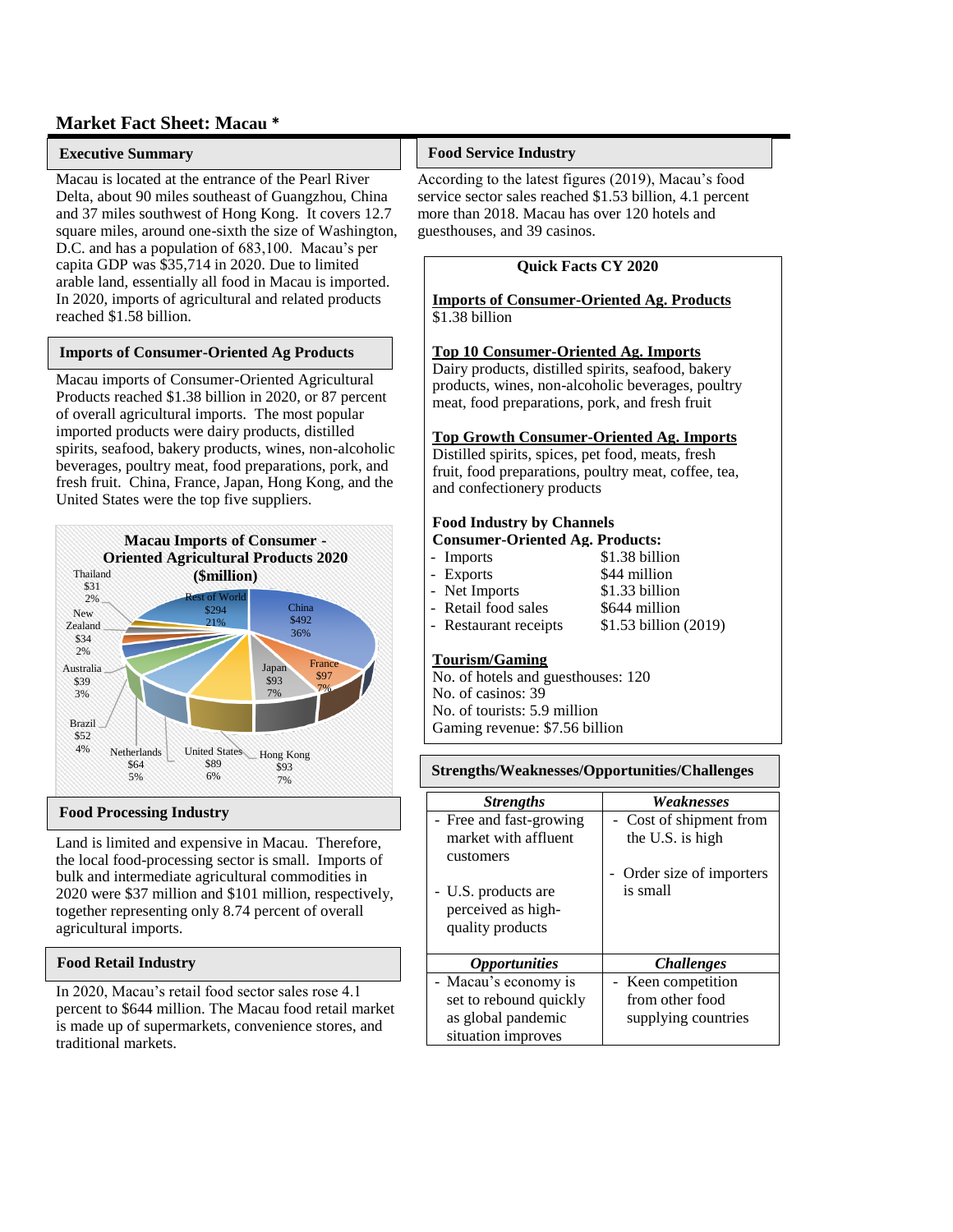# Market Fact Sheet: Macau *

## Executive Summary

Macau is located at the entrance of the Pearl River Delta, about 90 miles southeast of Guangzhou, China and 37 miles southwest of Hong Kong. It covers 12.7 square miles, around one-sixth the size of Washington, D.C. and has a population of 683,100. Macau's per capita GDP was $35,714 in 2020. Due to limited arable land, essentially all food in Macau is imported. In 2020, imports of agricultural and related products reached $1.58 billion.

## Imports of Consumer-Oriented Ag Products

Macau imports of Consumer-Oriented Agricultural Products reached $1.38 billion in 2020, or 87 percent of overall agricultural imports. The most popular imported products were dairy products, distilled spirits, seafood, bakery products, wines, non-alcoholic beverages, poultry meat, food preparations, pork, and fresh fruit. China, France, Japan, Hong Kong, and the United States were the top five suppliers.

**Macau Imports of Consumer - Oriented Agricultural Products 2020 ($million)**

| Supplier | $million | Share |
|---|---|---|
| China | $492 | 36% |
| France | $97 | 7% |
| Japan | $93 | 7% |
| Hong Kong | $93 | 7% |
| United States | $89 | 6% |
| Netherlands | $64 | 5% |
| Brazil | $52 | 4% |
| Australia | $39 | 3% |
| New Zealand | $34 | 2% |
| Thailand | $31 | 2% |
| Rest of World | $294 | 21% |

## Food Processing Industry

Land is limited and expensive in Macau. Therefore, the local food-processing sector is small. Imports of bulk and intermediate agricultural commodities in 2020 were $37 million and $101 million, respectively, together representing only 8.74 percent of overall agricultural imports.

## Food Retail Industry

In 2020, Macau's retail food sector sales rose 4.1 percent to $644 million. The Macau food retail market is made up of supermarkets, convenience stores, and traditional markets.

## Food Service Industry

According to the latest figures (2019), Macau's food service sector sales reached $1.53 billion, 4.1 percent more than 2018. Macau has over 120 hotels and guesthouses, and 39 casinos.

### Quick Facts CY 2020

**Imports of Consumer-Oriented Ag. Products**
$1.38 billion

**Top 10 Consumer-Oriented Ag. Imports**
Dairy products, distilled spirits, seafood, bakery products, wines, non-alcoholic beverages, poultry meat, food preparations, pork, and fresh fruit

**Top Growth Consumer-Oriented Ag. Imports**
Distilled spirits, spices, pet food, meats, fresh fruit, food preparations, poultry meat, coffee, tea, and confectionery products

**Food Industry by Channels**
**Consumer-Oriented Ag. Products:**

- Imports — $1.38 billion
- Exports — $44 million
- Net Imports — $1.33 billion
- Retail food sales — $644 million
- Restaurant receipts — $1.53 billion (2019)

**Tourism/Gaming**
No. of hotels and guesthouses: 120
No. of casinos: 39
No. of tourists: 5.9 million
Gaming revenue: $7.56 billion

## Strengths/Weaknesses/Opportunities/Challenges

| *Strengths* | *Weaknesses* |
|---|---|
| - Free and fast-growing market with affluent customers<br>- U.S. products are perceived as high-quality products | - Cost of shipment from the U.S. is high<br>- Order size of importers is small |
| ***Opportunities*** | ***Challenges*** |
| - Macau's economy is set to rebound quickly as global pandemic situation improves | - Keen competition from other food supplying countries |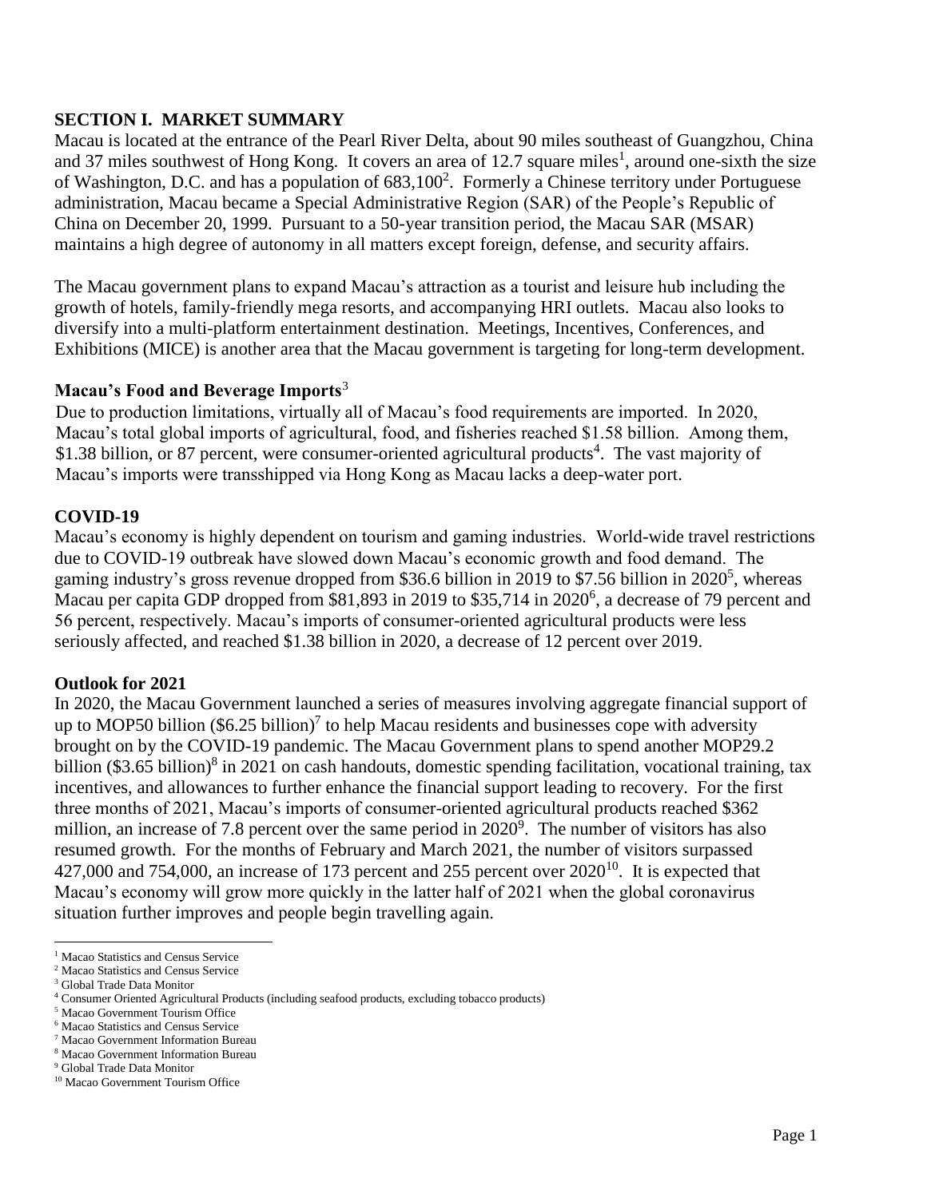## SECTION I. MARKET SUMMARY

Macau is located at the entrance of the Pearl River Delta, about 90 miles southeast of Guangzhou, China and 37 miles southwest of Hong Kong. It covers an area of 12.7 square miles[1], around one-sixth the size of Washington, D.C. and has a population of 683,100[2]. Formerly a Chinese territory under Portuguese administration, Macau became a Special Administrative Region (SAR) of the People's Republic of China on December 20, 1999. Pursuant to a 50-year transition period, the Macau SAR (MSAR) maintains a high degree of autonomy in all matters except foreign, defense, and security affairs.

The Macau government plans to expand Macau's attraction as a tourist and leisure hub including the growth of hotels, family-friendly mega resorts, and accompanying HRI outlets. Macau also looks to diversify into a multi-platform entertainment destination. Meetings, Incentives, Conferences, and Exhibitions (MICE) is another area that the Macau government is targeting for long-term development.

### Macau's Food and Beverage Imports[3]

Due to production limitations, virtually all of Macau's food requirements are imported. In 2020, Macau's total global imports of agricultural, food, and fisheries reached $1.58 billion. Among them, $1.38 billion, or 87 percent, were consumer-oriented agricultural products[4]. The vast majority of Macau's imports were transshipped via Hong Kong as Macau lacks a deep-water port.

### COVID-19

Macau's economy is highly dependent on tourism and gaming industries. World-wide travel restrictions due to COVID-19 outbreak have slowed down Macau's economic growth and food demand. The gaming industry's gross revenue dropped from $36.6 billion in 2019 to $7.56 billion in 2020[5], whereas Macau per capita GDP dropped from $81,893 in 2019 to $35,714 in 2020[6], a decrease of 79 percent and 56 percent, respectively. Macau's imports of consumer-oriented agricultural products were less seriously affected, and reached $1.38 billion in 2020, a decrease of 12 percent over 2019.

### Outlook for 2021

In 2020, the Macau Government launched a series of measures involving aggregate financial support of up to MOP50 billion ($6.25 billion)[7] to help Macau residents and businesses cope with adversity brought on by the COVID-19 pandemic. The Macau Government plans to spend another MOP29.2 billion ($3.65 billion)[8] in 2021 on cash handouts, domestic spending facilitation, vocational training, tax incentives, and allowances to further enhance the financial support leading to recovery. For the first three months of 2021, Macau's imports of consumer-oriented agricultural products reached $362 million, an increase of 7.8 percent over the same period in 2020[9]. The number of visitors has also resumed growth. For the months of February and March 2021, the number of visitors surpassed 427,000 and 754,000, an increase of 173 percent and 255 percent over 2020[10]. It is expected that Macau's economy will grow more quickly in the latter half of 2021 when the global coronavirus situation further improves and people begin travelling again.

---

[1] Macao Statistics and Census Service
[2] Macao Statistics and Census Service
[3] Global Trade Data Monitor
[4] Consumer Oriented Agricultural Products (including seafood products, excluding tobacco products)
[5] Macao Government Tourism Office
[6] Macao Statistics and Census Service
[7] Macao Government Information Bureau
[8] Macao Government Information Bureau
[9] Global Trade Data Monitor
[10] Macao Government Tourism Office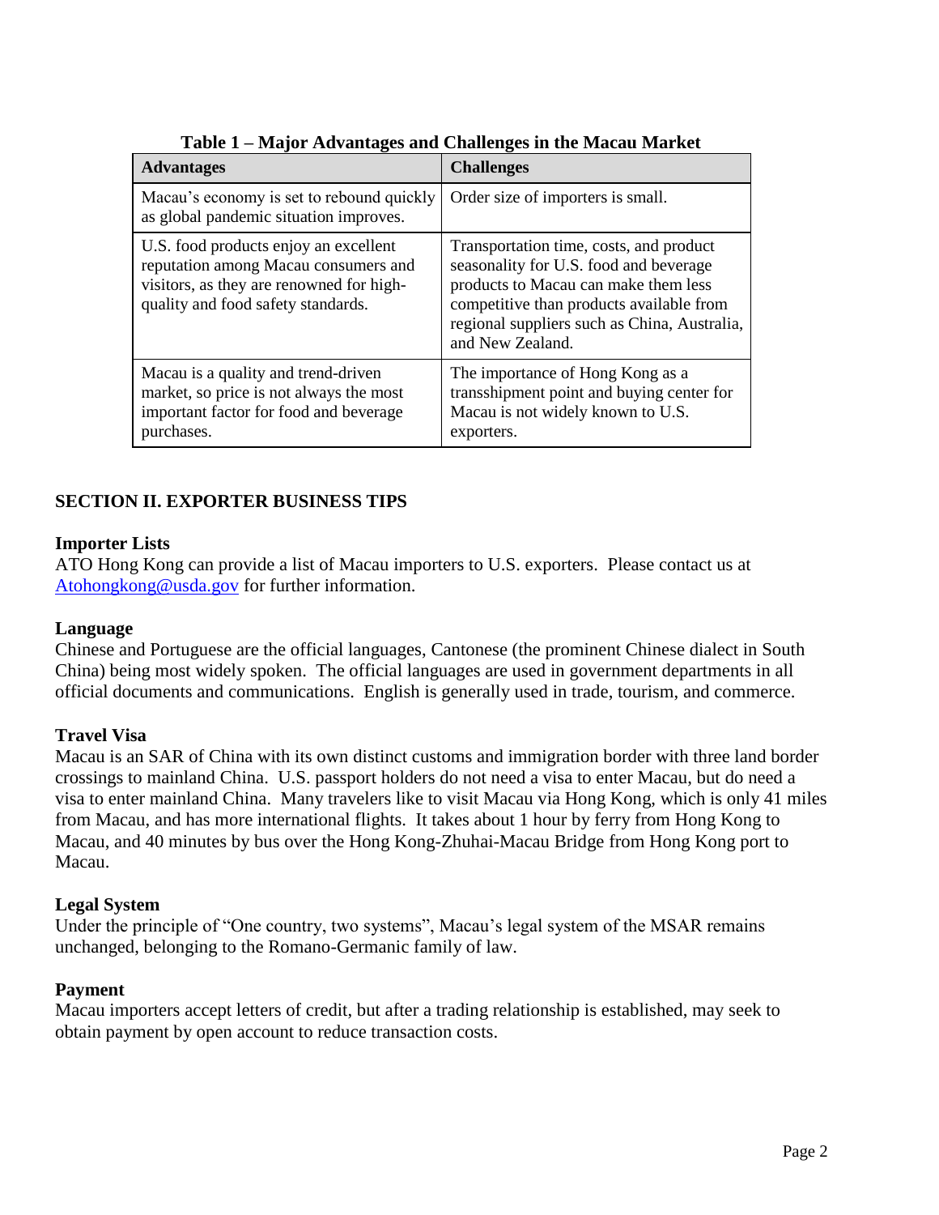**Table 1 – Major Advantages and Challenges in the Macau Market**

| Advantages | Challenges |
|---|---|
| Macau's economy is set to rebound quickly as global pandemic situation improves. | Order size of importers is small. |
| U.S. food products enjoy an excellent reputation among Macau consumers and visitors, as they are renowned for high-quality and food safety standards. | Transportation time, costs, and product seasonality for U.S. food and beverage products to Macau can make them less competitive than products available from regional suppliers such as China, Australia, and New Zealand. |
| Macau is a quality and trend-driven market, so price is not always the most important factor for food and beverage purchases. | The importance of Hong Kong as a transshipment point and buying center for Macau is not widely known to U.S. exporters. |

## SECTION II. EXPORTER BUSINESS TIPS

### Importer Lists

ATO Hong Kong can provide a list of Macau importers to U.S. exporters. Please contact us at [Atohongkong@usda.gov](mailto:Atohongkong@usda.gov) for further information.

### Language

Chinese and Portuguese are the official languages, Cantonese (the prominent Chinese dialect in South China) being most widely spoken. The official languages are used in government departments in all official documents and communications. English is generally used in trade, tourism, and commerce.

### Travel Visa

Macau is an SAR of China with its own distinct customs and immigration border with three land border crossings to mainland China. U.S. passport holders do not need a visa to enter Macau, but do need a visa to enter mainland China. Many travelers like to visit Macau via Hong Kong, which is only 41 miles from Macau, and has more international flights. It takes about 1 hour by ferry from Hong Kong to Macau, and 40 minutes by bus over the Hong Kong-Zhuhai-Macau Bridge from Hong Kong port to Macau.

### Legal System

Under the principle of "One country, two systems", Macau's legal system of the MSAR remains unchanged, belonging to the Romano-Germanic family of law.

### Payment

Macau importers accept letters of credit, but after a trading relationship is established, may seek to obtain payment by open account to reduce transaction costs.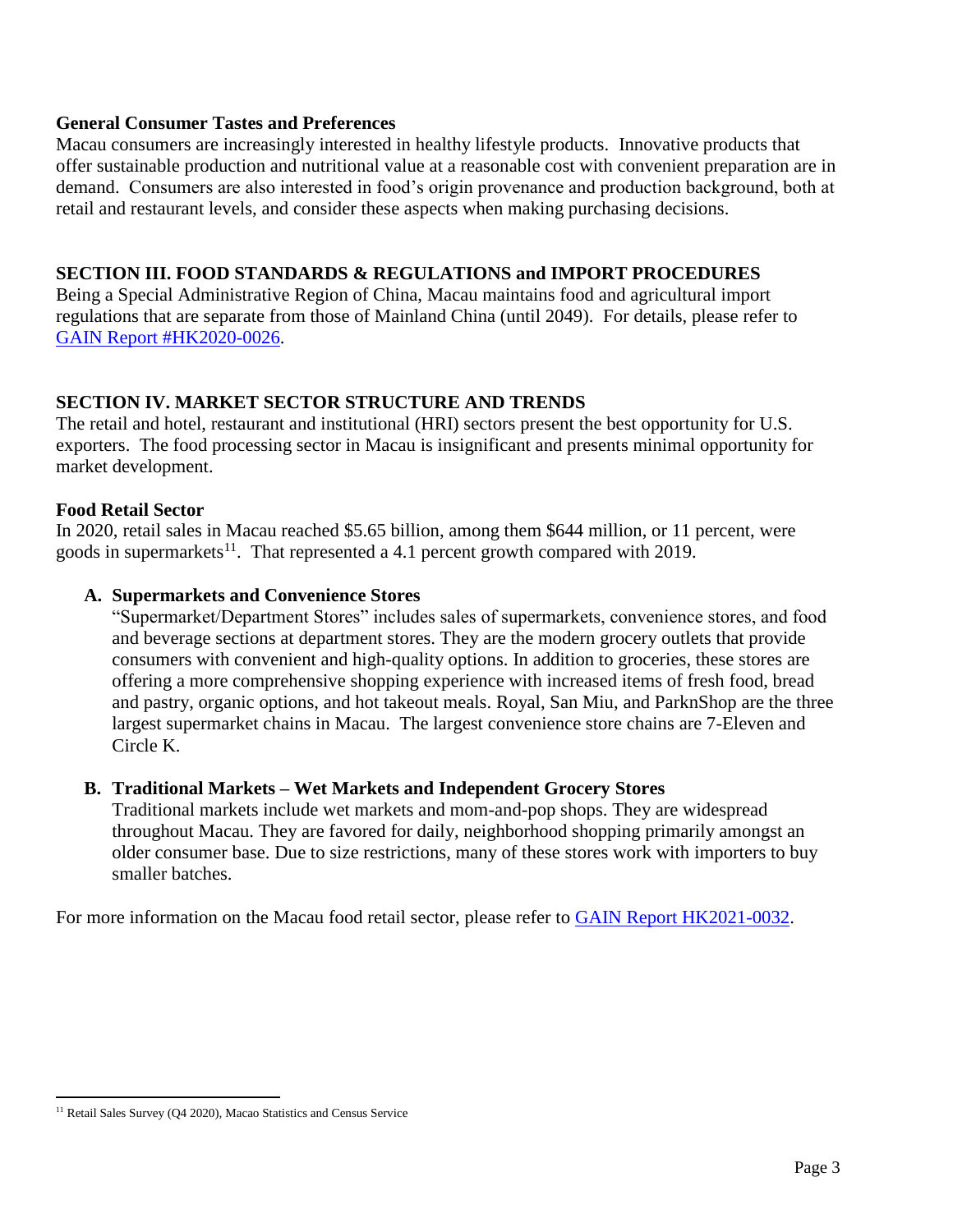### General Consumer Tastes and Preferences

Macau consumers are increasingly interested in healthy lifestyle products. Innovative products that offer sustainable production and nutritional value at a reasonable cost with convenient preparation are in demand. Consumers are also interested in food's origin provenance and production background, both at retail and restaurant levels, and consider these aspects when making purchasing decisions.

## SECTION III. FOOD STANDARDS & REGULATIONS and IMPORT PROCEDURES

Being a Special Administrative Region of China, Macau maintains food and agricultural import regulations that are separate from those of Mainland China (until 2049). For details, please refer to GAIN Report #HK2020-0026.

## SECTION IV. MARKET SECTOR STRUCTURE AND TRENDS

The retail and hotel, restaurant and institutional (HRI) sectors present the best opportunity for U.S. exporters. The food processing sector in Macau is insignificant and presents minimal opportunity for market development.

### Food Retail Sector

In 2020, retail sales in Macau reached $5.65 billion, among them $644 million, or 11 percent, were goods in supermarkets[11]. That represented a 4.1 percent growth compared with 2019.

**A. Supermarkets and Convenience Stores**

"Supermarket/Department Stores" includes sales of supermarkets, convenience stores, and food and beverage sections at department stores. They are the modern grocery outlets that provide consumers with convenient and high-quality options. In addition to groceries, these stores are offering a more comprehensive shopping experience with increased items of fresh food, bread and pastry, organic options, and hot takeout meals. Royal, San Miu, and ParknShop are the three largest supermarket chains in Macau. The largest convenience store chains are 7-Eleven and Circle K.

**B. Traditional Markets – Wet Markets and Independent Grocery Stores**

Traditional markets include wet markets and mom-and-pop shops. They are widespread throughout Macau. They are favored for daily, neighborhood shopping primarily amongst an older consumer base. Due to size restrictions, many of these stores work with importers to buy smaller batches.

For more information on the Macau food retail sector, please refer to GAIN Report HK2021-0032.

---

[11] Retail Sales Survey (Q4 2020), Macao Statistics and Census Service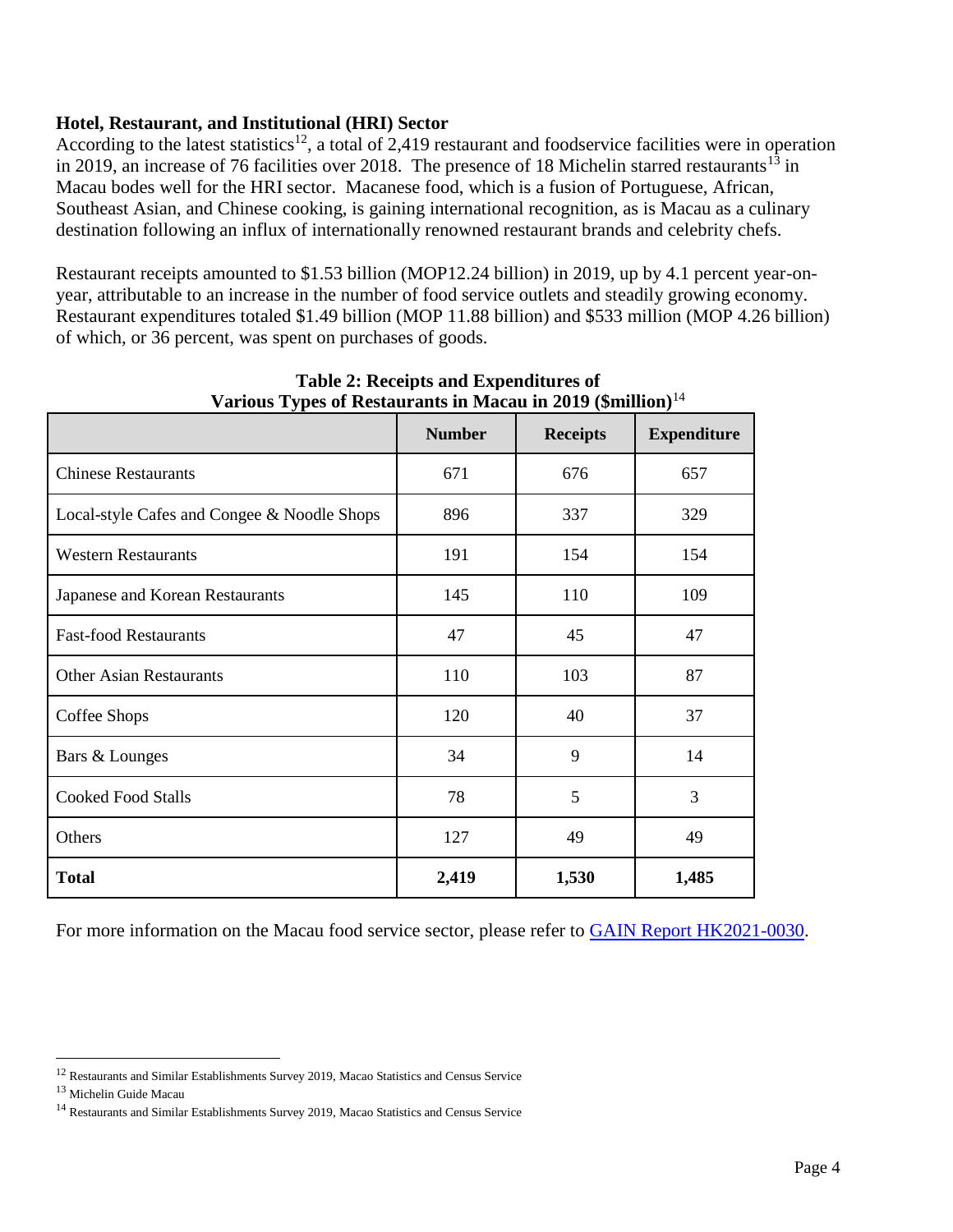**Hotel, Restaurant, and Institutional (HRI) Sector**

According to the latest statistics[12], a total of 2,419 restaurant and foodservice facilities were in operation in 2019, an increase of 76 facilities over 2018. The presence of 18 Michelin starred restaurants[13] in Macau bodes well for the HRI sector. Macanese food, which is a fusion of Portuguese, African, Southeast Asian, and Chinese cooking, is gaining international recognition, as is Macau as a culinary destination following an influx of internationally renowned restaurant brands and celebrity chefs.

Restaurant receipts amounted to $1.53 billion (MOP12.24 billion) in 2019, up by 4.1 percent year-on-year, attributable to an increase in the number of food service outlets and steadily growing economy. Restaurant expenditures totaled $1.49 billion (MOP 11.88 billion) and $533 million (MOP 4.26 billion) of which, or 36 percent, was spent on purchases of goods.

**Table 2: Receipts and Expenditures of Various Types of Restaurants in Macau in 2019 ($million)**[14]

| | Number | Receipts | Expenditure |
|---|---|---|---|
| Chinese Restaurants | 671 | 676 | 657 |
| Local-style Cafes and Congee & Noodle Shops | 896 | 337 | 329 |
| Western Restaurants | 191 | 154 | 154 |
| Japanese and Korean Restaurants | 145 | 110 | 109 |
| Fast-food Restaurants | 47 | 45 | 47 |
| Other Asian Restaurants | 110 | 103 | 87 |
| Coffee Shops | 120 | 40 | 37 |
| Bars & Lounges | 34 | 9 | 14 |
| Cooked Food Stalls | 78 | 5 | 3 |
| Others | 127 | 49 | 49 |
| **Total** | **2,419** | **1,530** | **1,485** |

For more information on the Macau food service sector, please refer to GAIN Report HK2021-0030.

[12] Restaurants and Similar Establishments Survey 2019, Macao Statistics and Census Service

[13] Michelin Guide Macau

[14] Restaurants and Similar Establishments Survey 2019, Macao Statistics and Census Service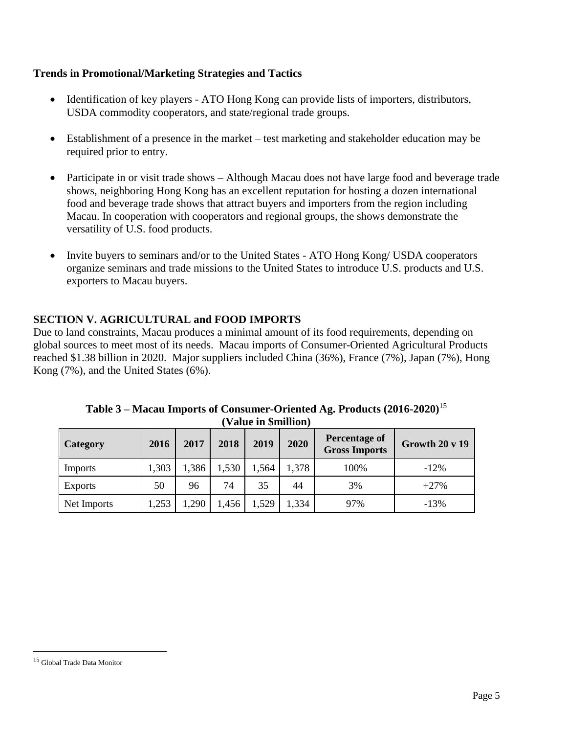**Trends in Promotional/Marketing Strategies and Tactics**

- Identification of key players - ATO Hong Kong can provide lists of importers, distributors, USDA commodity cooperators, and state/regional trade groups.
- Establishment of a presence in the market – test marketing and stakeholder education may be required prior to entry.
- Participate in or visit trade shows – Although Macau does not have large food and beverage trade shows, neighboring Hong Kong has an excellent reputation for hosting a dozen international food and beverage trade shows that attract buyers and importers from the region including Macau. In cooperation with cooperators and regional groups, the shows demonstrate the versatility of U.S. food products.
- Invite buyers to seminars and/or to the United States - ATO Hong Kong/ USDA cooperators organize seminars and trade missions to the United States to introduce U.S. products and U.S. exporters to Macau buyers.

## SECTION V. AGRICULTURAL and FOOD IMPORTS

Due to land constraints, Macau produces a minimal amount of its food requirements, depending on global sources to meet most of its needs. Macau imports of Consumer-Oriented Agricultural Products reached $1.38 billion in 2020. Major suppliers included China (36%), France (7%), Japan (7%), Hong Kong (7%), and the United States (6%).

**Table 3 – Macau Imports of Consumer-Oriented Ag. Products (2016-2020)[15]**
**(Value in $million)**

| Category | 2016 | 2017 | 2018 | 2019 | 2020 | Percentage of Gross Imports | Growth 20 v 19 |
|---|---|---|---|---|---|---|---|
| Imports | 1,303 | 1,386 | 1,530 | 1,564 | 1,378 | 100% | -12% |
| Exports | 50 | 96 | 74 | 35 | 44 | 3% | +27% |
| Net Imports | 1,253 | 1,290 | 1,456 | 1,529 | 1,334 | 97% | -13% |

[15] Global Trade Data Monitor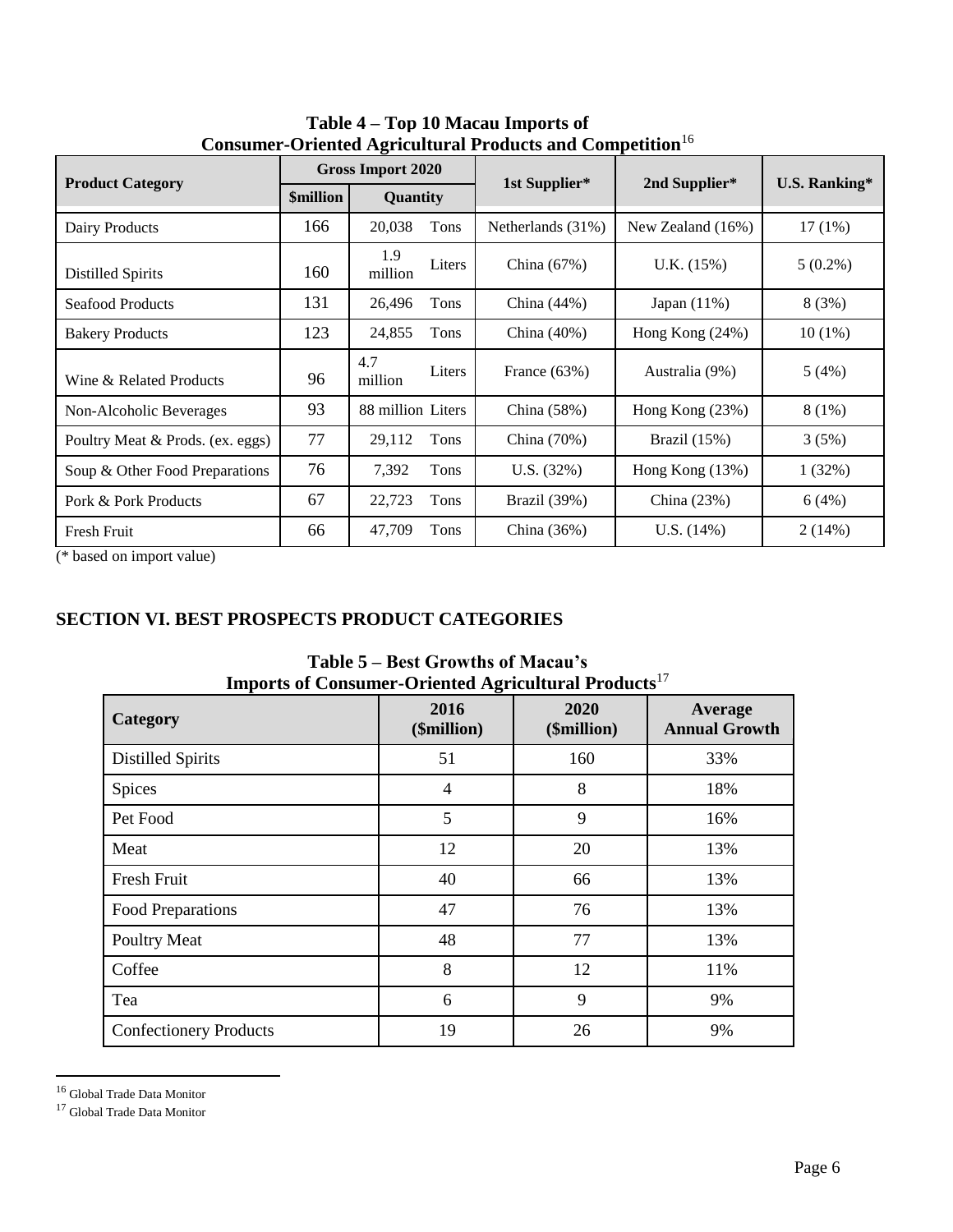**Table 4 – Top 10 Macau Imports of Consumer-Oriented Agricultural Products and Competition**[16]

| Product Category | Gross Import 2020 | | | 1st Supplier* | 2nd Supplier* | U.S. Ranking* |
|---|---|---|---|---|---|---|
| | $million | Quantity | | | | |
| Dairy Products | 166 | 20,038 | Tons | Netherlands (31%) | New Zealand (16%) | 17 (1%) |
| Distilled Spirits | 160 | 1.9 million | Liters | China (67%) | U.K. (15%) | 5 (0.2%) |
| Seafood Products | 131 | 26,496 | Tons | China (44%) | Japan (11%) | 8 (3%) |
| Bakery Products | 123 | 24,855 | Tons | China (40%) | Hong Kong (24%) | 10 (1%) |
| Wine & Related Products | 96 | 4.7 million | Liters | France (63%) | Australia (9%) | 5 (4%) |
| Non-Alcoholic Beverages | 93 | 88 million | Liters | China (58%) | Hong Kong (23%) | 8 (1%) |
| Poultry Meat & Prods. (ex. eggs) | 77 | 29,112 | Tons | China (70%) | Brazil (15%) | 3 (5%) |
| Soup & Other Food Preparations | 76 | 7,392 | Tons | U.S. (32%) | Hong Kong (13%) | 1 (32%) |
| Pork & Pork Products | 67 | 22,723 | Tons | Brazil (39%) | China (23%) | 6 (4%) |
| Fresh Fruit | 66 | 47,709 | Tons | China (36%) | U.S. (14%) | 2 (14%) |

(* based on import value)

## SECTION VI. BEST PROSPECTS PRODUCT CATEGORIES

**Table 5 – Best Growths of Macau's Imports of Consumer-Oriented Agricultural Products**[17]

| Category | 2016 ($million) | 2020 ($million) | Average Annual Growth |
|---|---|---|---|
| Distilled Spirits | 51 | 160 | 33% |
| Spices | 4 | 8 | 18% |
| Pet Food | 5 | 9 | 16% |
| Meat | 12 | 20 | 13% |
| Fresh Fruit | 40 | 66 | 13% |
| Food Preparations | 47 | 76 | 13% |
| Poultry Meat | 48 | 77 | 13% |
| Coffee | 8 | 12 | 11% |
| Tea | 6 | 9 | 9% |
| Confectionery Products | 19 | 26 | 9% |

[16] Global Trade Data Monitor

[17] Global Trade Data Monitor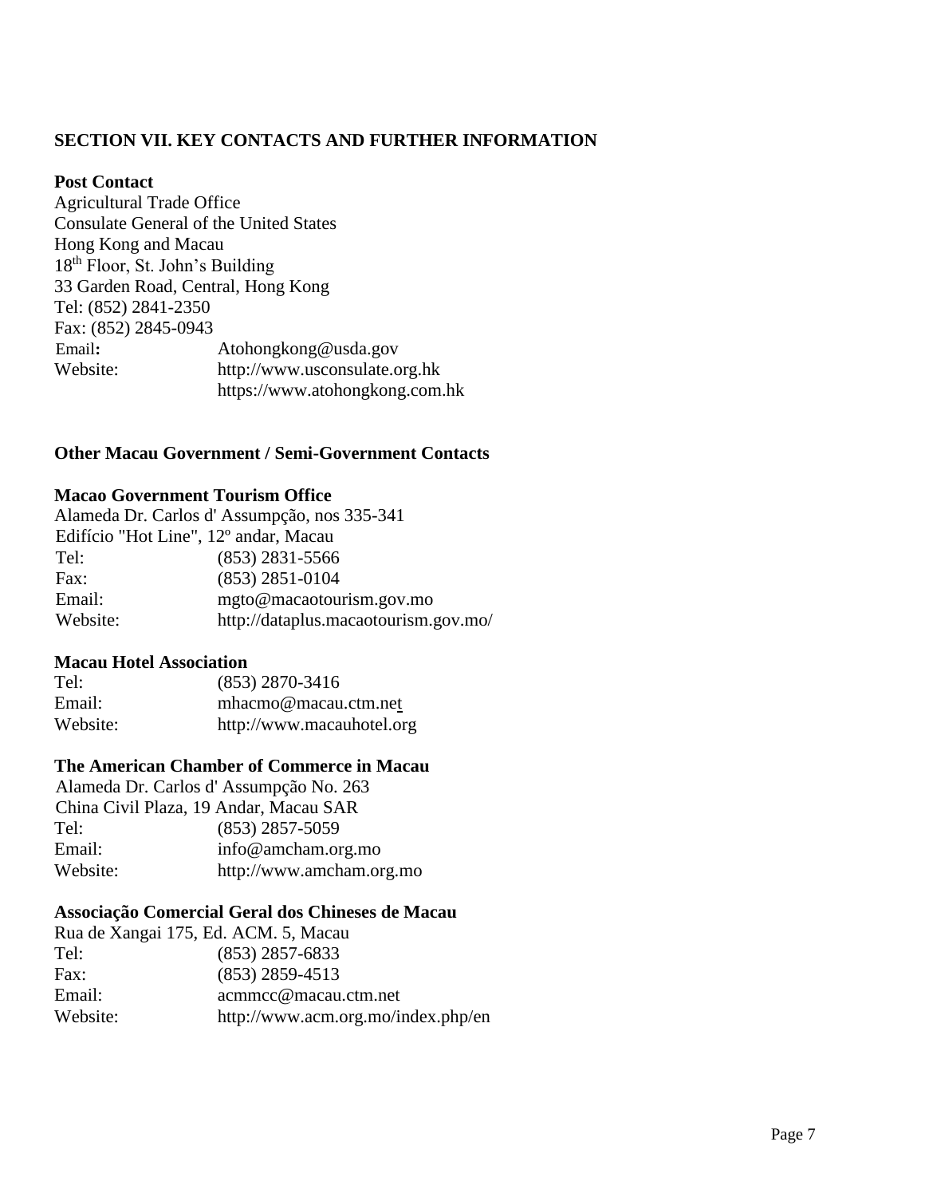## SECTION VII. KEY CONTACTS AND FURTHER INFORMATION

**Post Contact**

Agricultural Trade Office
Consulate General of the United States
Hong Kong and Macau
18th Floor, St. John's Building
33 Garden Road, Central, Hong Kong
Tel: (852) 2841-2350
Fax: (852) 2845-0943
Email: Atohongkong@usda.gov
Website: http://www.usconsulate.org.hk
https://www.atohongkong.com.hk

**Other Macau Government / Semi-Government Contacts**

**Macao Government Tourism Office**

Alameda Dr. Carlos d' Assumpção, nos 335-341
Edifício "Hot Line", 12º andar, Macau
Tel: (853) 2831-5566
Fax: (853) 2851-0104
Email: mgto@macaotourism.gov.mo
Website: http://dataplus.macaotourism.gov.mo/

**Macau Hotel Association**

Tel: (853) 2870-3416
Email: mhacmo@macau.ctm.net
Website: http://www.macauhotel.org

**The American Chamber of Commerce in Macau**

Alameda Dr. Carlos d' Assumpção No. 263
China Civil Plaza, 19 Andar, Macau SAR
Tel: (853) 2857-5059
Email: info@amcham.org.mo
Website: http://www.amcham.org.mo

**Associação Comercial Geral dos Chineses de Macau**

Rua de Xangai 175, Ed. ACM. 5, Macau
Tel: (853) 2857-6833
Fax: (853) 2859-4513
Email: acmmcc@macau.ctm.net
Website: http://www.acm.org.mo/index.php/en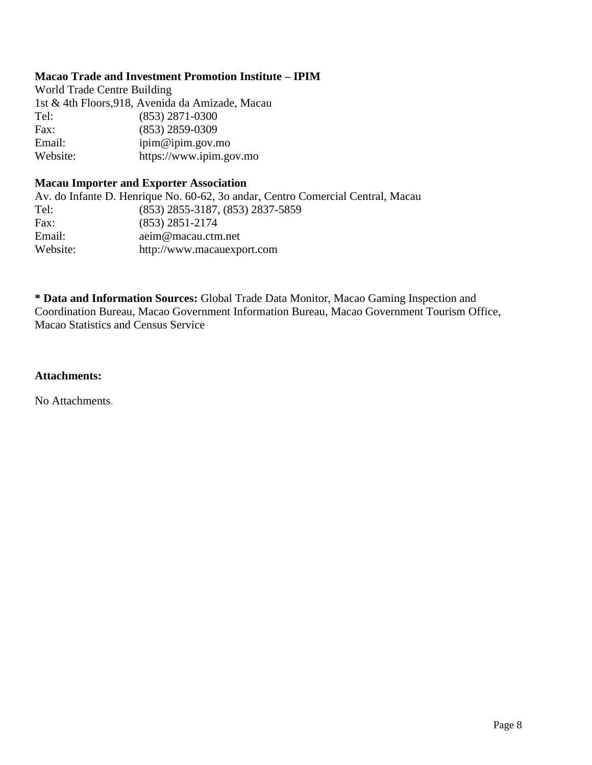**Macao Trade and Investment Promotion Institute – IPIM**
World Trade Centre Building
1st & 4th Floors,918, Avenida da Amizade, Macau

| | |
|---|---|
| Tel: | (853) 2871-0300 |
| Fax: | (853) 2859-0309 |
| Email: | ipim@ipim.gov.mo |
| Website: | https://www.ipim.gov.mo |

**Macau Importer and Exporter Association**
Av. do Infante D. Henrique No. 60-62, 3o andar, Centro Comercial Central, Macau

| | |
|---|---|
| Tel: | (853) 2855-3187, (853) 2837-5859 |
| Fax: | (853) 2851-2174 |
| Email: | aeim@macau.ctm.net |
| Website: | http://www.macauexport.com |

**\* Data and Information Sources:** Global Trade Data Monitor, Macao Gaming Inspection and Coordination Bureau, Macao Government Information Bureau, Macao Government Tourism Office, Macao Statistics and Census Service

**Attachments:**

No Attachments.